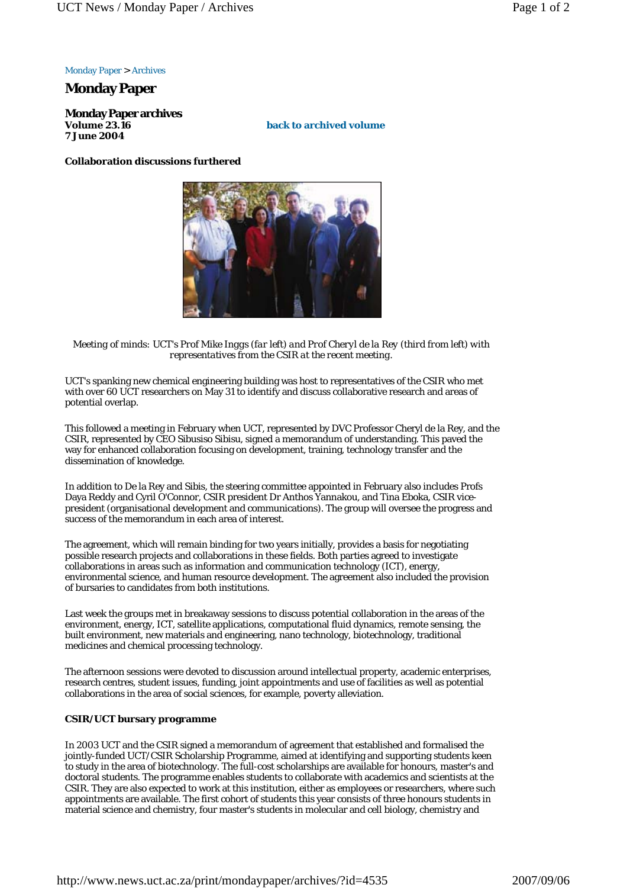Monday Paper > Archives

# Monday Paper

## Monday Paper archives

**Volume 23.16**
**7 June 2004**

**back to archived volume**

### Collaboration discussions furthered

Meeting of minds: *UCT's* Prof Mike Inggs *(far left) and* Prof Cheryl de la Rey *(third from left) with representatives from the* CSIR *at the recent meeting.*

UCT's spanking new chemical engineering building was host to representatives of the CSIR who met with over 60 UCT researchers on May 31 to identify and discuss collaborative research and areas of potential overlap.

This followed a meeting in February when UCT, represented by DVC Professor Cheryl de la Rey, and the CSIR, represented by CEO Sibusiso Sibisu, signed a memorandum of understanding. This paved the way for enhanced collaboration focusing on development, training, technology transfer and the dissemination of knowledge.

In addition to De la Rey and Sibis, the steering committee appointed in February also includes Profs Daya Reddy and Cyril O'Connor, CSIR president Dr Anthos Yannakou, and Tina Eboka, CSIR vice-president (organisational development and communications). The group will oversee the progress and success of the memorandum in each area of interest.

The agreement, which will remain binding for two years initially, provides a basis for negotiating possible research projects and collaborations in these fields. Both parties agreed to investigate collaborations in areas such as information and communication technology (ICT), energy, environmental science, and human resource development. The agreement also included the provision of bursaries to candidates from both institutions.

Last week the groups met in breakaway sessions to discuss potential collaboration in the areas of the environment, energy, ICT, satellite applications, computational fluid dynamics, remote sensing, the built environment, new materials and engineering, nano technology, biotechnology, traditional medicines and chemical processing technology.

The afternoon sessions were devoted to discussion around intellectual property, academic enterprises, research centres, student issues, funding, joint appointments and use of facilities as well as potential collaborations in the area of social sciences, for example, poverty alleviation.

### CSIR/UCT bursary programme

In 2003 UCT and the CSIR signed a memorandum of agreement that established and formalised the jointly-funded UCT/CSIR Scholarship Programme, aimed at identifying and supporting students keen to study in the area of biotechnology. The full-cost scholarships are available for honours, master's and doctoral students. The programme enables students to collaborate with academics and scientists at the CSIR. They are also expected to work at this institution, either as employees or researchers, where such appointments are available. The first cohort of students this year consists of three honours students in material science and chemistry, four master's students in molecular and cell biology, chemistry and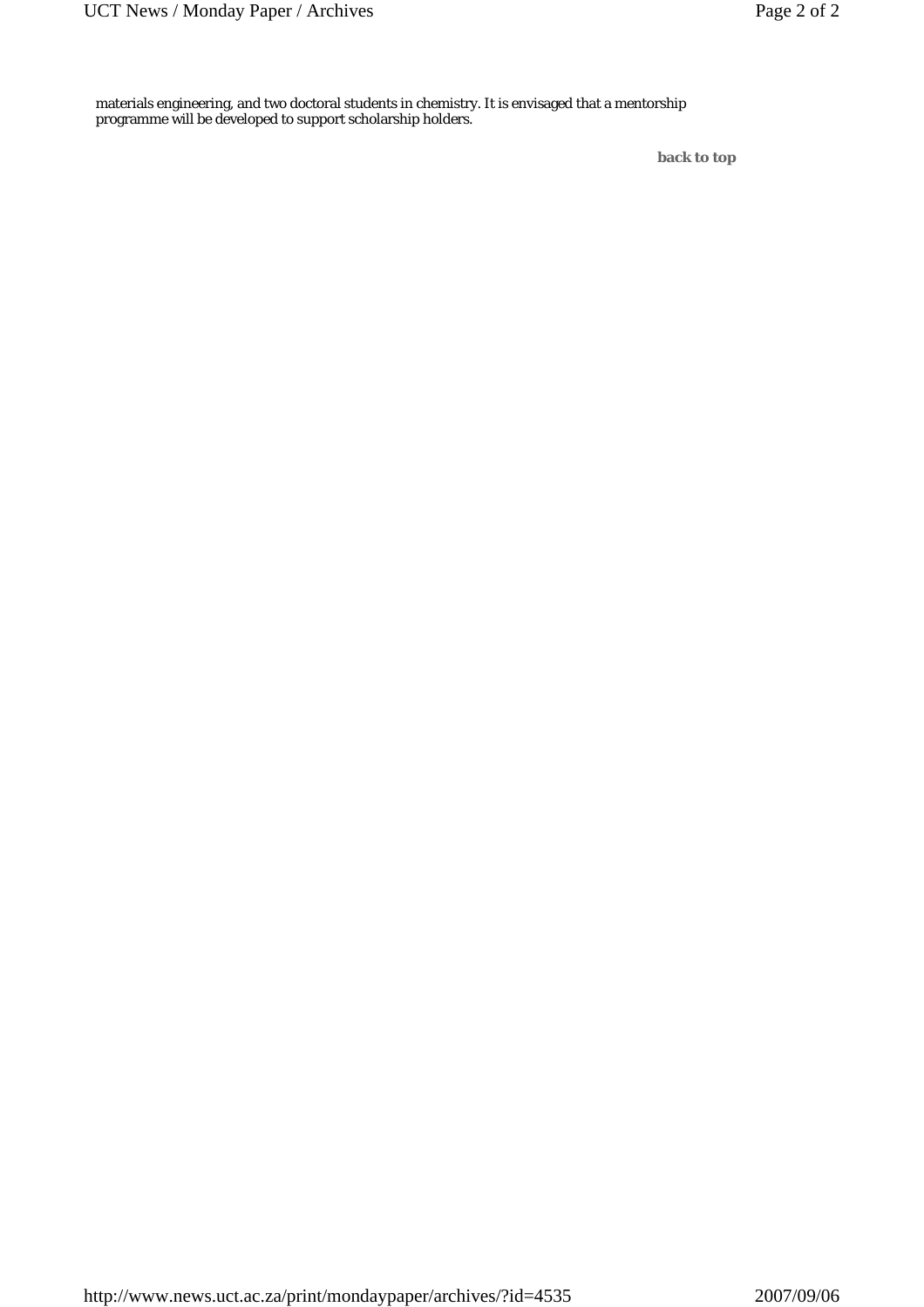materials engineering, and two doctoral students in chemistry. It is envisaged that a mentorship programme will be developed to support scholarship holders.

**back to top**